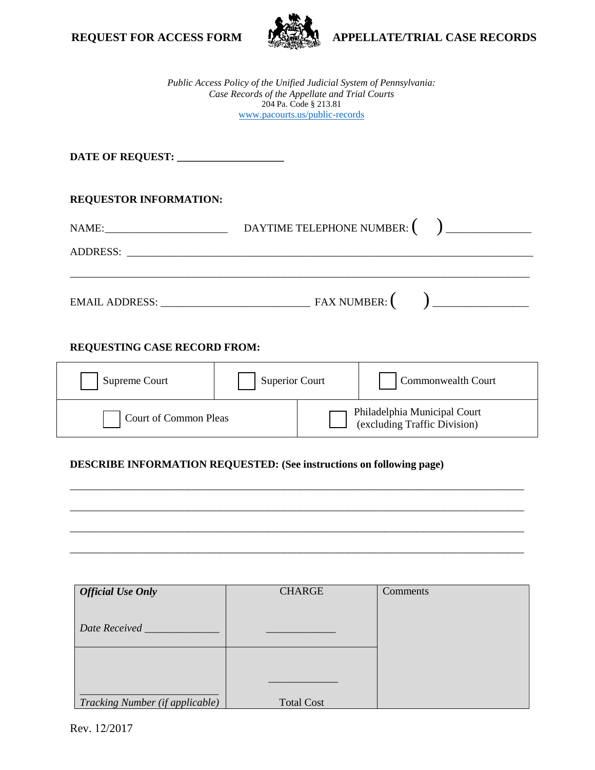**REQUEST FOR ACCESS FORM** **APPELLATE/TRIAL CASE RECORDS**

*Public Access Policy of the Unified Judicial System of Pennsylvania:*
*Case Records of the Appellate and Trial Courts*
204 Pa. Code § 213.81
www.pacourts.us/public-records

**DATE OF REQUEST: ___________________**

**REQUESTOR INFORMATION:**

NAME:______________________ DAYTIME TELEPHONE NUMBER: ( ) _______________

ADDRESS: ___________________________________________________________________________

_____________________________________________________________________________________

EMAIL ADDRESS: __________________________ FAX NUMBER: ( ) _________________

**REQUESTING CASE RECORD FROM:**

| | | |
|---|---|---|
| ☐ Supreme Court | ☐ Superior Court | ☐ Commonwealth Court |
| ☐ Court of Common Pleas | ☐ Philadelphia Municipal Court (excluding Traffic Division) | |

**DESCRIBE INFORMATION REQUESTED: (See instructions on following page)**

_____________________________________________________________________________________

_____________________________________________________________________________________

_____________________________________________________________________________________

_____________________________________________________________________________________

| ***Official Use Only*** | CHARGE | Comments |
|---|---|---|
| *Date Received* ______________ | _____________ | |
| ___________________________ *Tracking Number (if applicable)* | _____________ Total Cost | |

Rev. 12/2017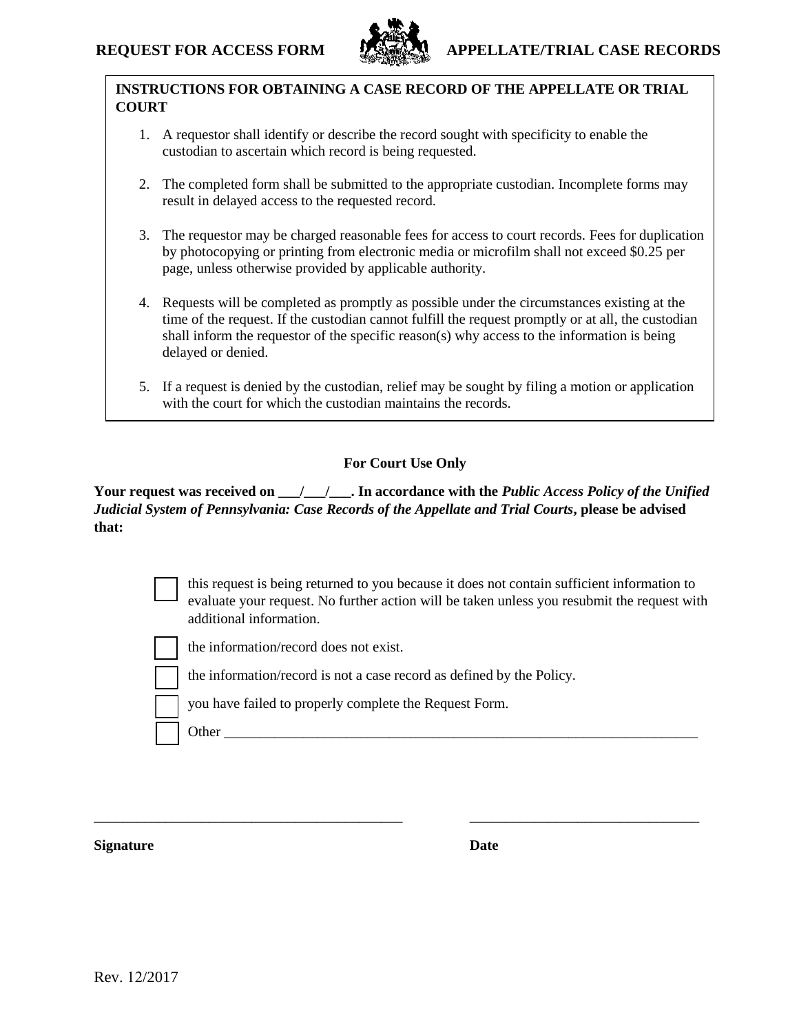**REQUEST FOR ACCESS FORM** **APPELLATE/TRIAL CASE RECORDS**

**INSTRUCTIONS FOR OBTAINING A CASE RECORD OF THE APPELLATE OR TRIAL COURT**

1. A requestor shall identify or describe the record sought with specificity to enable the custodian to ascertain which record is being requested.

2. The completed form shall be submitted to the appropriate custodian. Incomplete forms may result in delayed access to the requested record.

3. The requestor may be charged reasonable fees for access to court records. Fees for duplication by photocopying or printing from electronic media or microfilm shall not exceed $0.25 per page, unless otherwise provided by applicable authority.

4. Requests will be completed as promptly as possible under the circumstances existing at the time of the request. If the custodian cannot fulfill the request promptly or at all, the custodian shall inform the requestor of the specific reason(s) why access to the information is being delayed or denied.

5. If a request is denied by the custodian, relief may be sought by filing a motion or application with the court for which the custodian maintains the records.

**For Court Use Only**

**Your request was received on \_\_\_/\_\_\_/\_\_\_. In accordance with the *Public Access Policy of the Unified Judicial System of Pennsylvania: Case Records of the Appellate and Trial Courts*, please be advised that:**

☐ this request is being returned to you because it does not contain sufficient information to evaluate your request. No further action will be taken unless you resubmit the request with additional information.

☐ the information/record does not exist.

☐ the information/record is not a case record as defined by the Policy.

☐ you have failed to properly complete the Request Form.

☐ Other \_\_\_\_\_\_\_\_\_\_\_\_\_\_\_\_\_\_\_\_\_\_\_\_\_\_\_\_\_\_\_\_\_\_\_\_\_\_\_\_\_\_\_\_\_\_\_\_\_\_\_\_\_\_\_\_\_\_\_\_\_\_\_\_\_\_\_\_

\_\_\_\_\_\_\_\_\_\_\_\_\_\_\_\_\_\_\_\_\_\_\_\_\_\_\_\_\_\_\_\_\_\_\_\_\_\_\_\_\_\_\_ \_\_\_\_\_\_\_\_\_\_\_\_\_\_\_\_\_\_\_\_\_\_\_\_\_\_\_\_\_\_\_\_

**Signature** **Date**

Rev. 12/2017